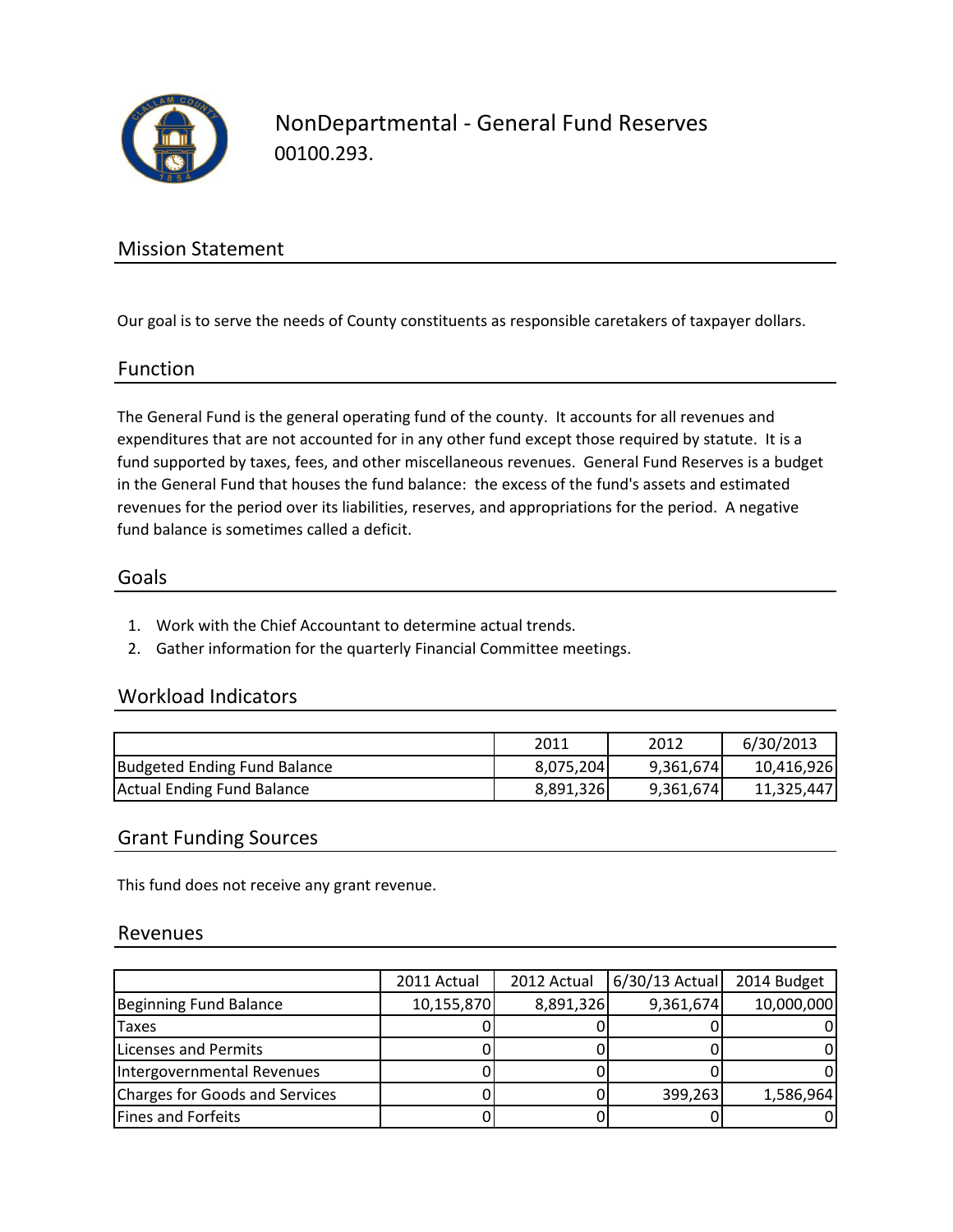# NonDepartmental - General Fund Reserves

00100.293.

## Mission Statement

Our goal is to serve the needs of County constituents as responsible caretakers of taxpayer dollars.

## Function

The General Fund is the general operating fund of the county. It accounts for all revenues and expenditures that are not accounted for in any other fund except those required by statute. It is a fund supported by taxes, fees, and other miscellaneous revenues. General Fund Reserves is a budget in the General Fund that houses the fund balance: the excess of the fund's assets and estimated revenues for the period over its liabilities, reserves, and appropriations for the period. A negative fund balance is sometimes called a deficit.

## Goals

1. Work with the Chief Accountant to determine actual trends.
2. Gather information for the quarterly Financial Committee meetings.

## Workload Indicators

| | 2011 | 2012 | 6/30/2013 |
|---|---|---|---|
| Budgeted Ending Fund Balance | 8,075,204 | 9,361,674 | 10,416,926 |
| Actual Ending Fund Balance | 8,891,326 | 9,361,674 | 11,325,447 |

## Grant Funding Sources

This fund does not receive any grant revenue.

## Revenues

| | 2011 Actual | 2012 Actual | 6/30/13 Actual | 2014 Budget |
|---|---|---|---|---|
| Beginning Fund Balance | 10,155,870 | 8,891,326 | 9,361,674 | 10,000,000 |
| Taxes | 0 | 0 | 0 | 0 |
| Licenses and Permits | 0 | 0 | 0 | 0 |
| Intergovernmental Revenues | 0 | 0 | 0 | 0 |
| Charges for Goods and Services | 0 | 0 | 399,263 | 1,586,964 |
| Fines and Forfeits | 0 | 0 | 0 | 0 |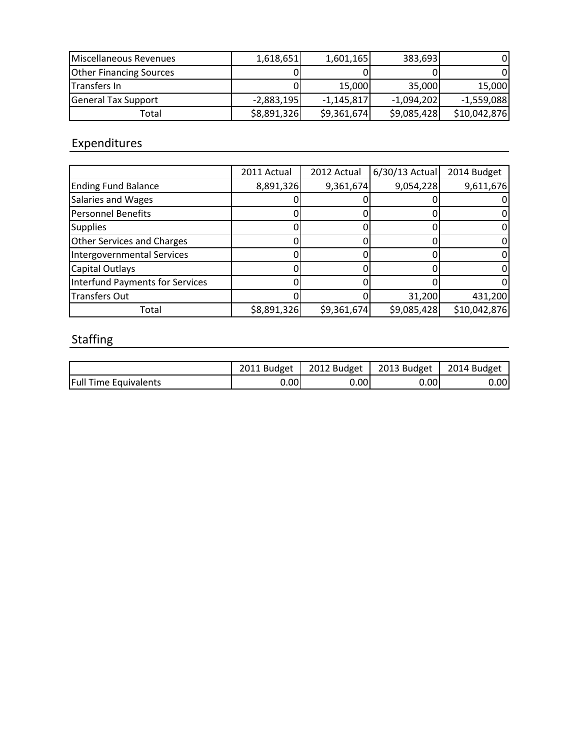| | | | | |
|---|---|---|---|---|
| Miscellaneous Revenues | 1,618,651 | 1,601,165 | 383,693 | 0 |
| Other Financing Sources | 0 | 0 | 0 | 0 |
| Transfers In | 0 | 15,000 | 35,000 | 15,000 |
| General Tax Support | -2,883,195 | -1,145,817 | -1,094,202 | -1,559,088 |
| Total | $8,891,326 | $9,361,674 | $9,085,428 | $10,042,876 |

## Expenditures

| | 2011 Actual | 2012 Actual | 6/30/13 Actual | 2014 Budget |
|---|---|---|---|---|
| Ending Fund Balance | 8,891,326 | 9,361,674 | 9,054,228 | 9,611,676 |
| Salaries and Wages | 0 | 0 | 0 | 0 |
| Personnel Benefits | 0 | 0 | 0 | 0 |
| Supplies | 0 | 0 | 0 | 0 |
| Other Services and Charges | 0 | 0 | 0 | 0 |
| Intergovernmental Services | 0 | 0 | 0 | 0 |
| Capital Outlays | 0 | 0 | 0 | 0 |
| Interfund Payments for Services | 0 | 0 | 0 | 0 |
| Transfers Out | 0 | 0 | 31,200 | 431,200 |
| Total | $8,891,326 | $9,361,674 | $9,085,428 | $10,042,876 |

## Staffing

| | 2011 Budget | 2012 Budget | 2013 Budget | 2014 Budget |
|---|---|---|---|---|
| Full Time Equivalents | 0.00 | 0.00 | 0.00 | 0.00 |